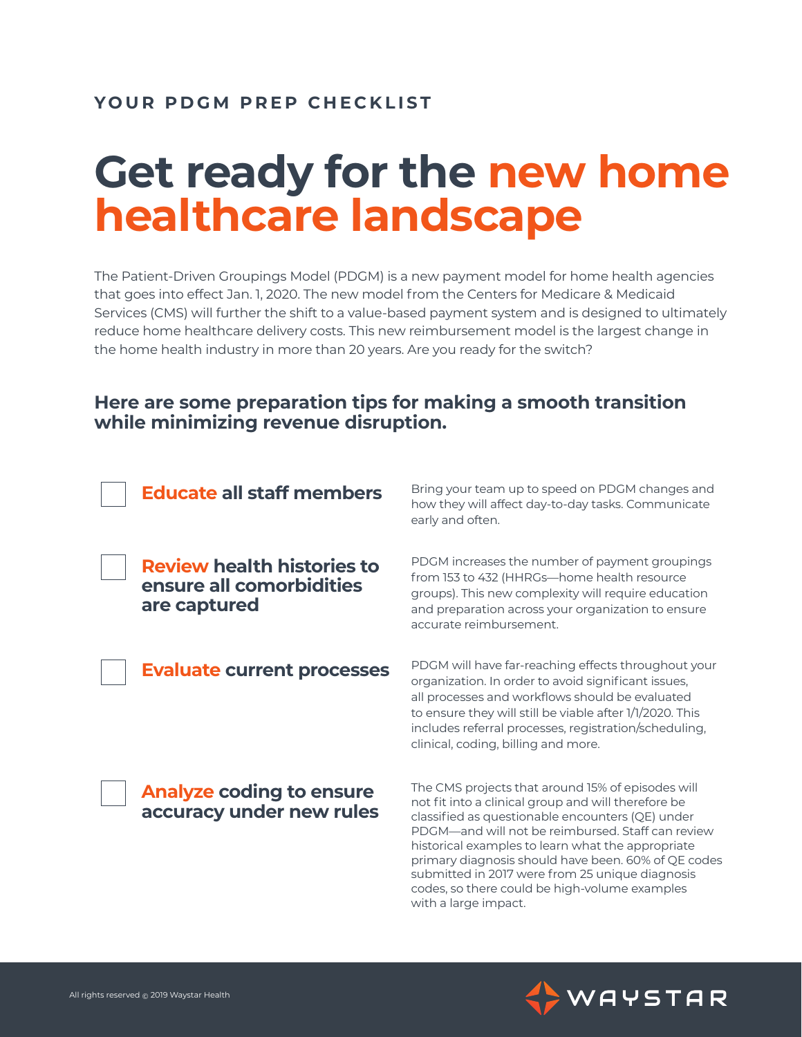YOUR PDGM PREP CHECKLIST

# Get ready for the new home healthcare landscape

The Patient-Driven Groupings Model (PDGM) is a new payment model for home health agencies that goes into effect Jan. 1, 2020. The new model from the Centers for Medicare & Medicaid Services (CMS) will further the shift to a value-based payment system and is designed to ultimately reduce home healthcare delivery costs. This new reimbursement model is the largest change in the home health industry in more than 20 years. Are you ready for the switch?

## Here are some preparation tips for making a smooth transition while minimizing revenue disruption.

- [ ] **Educate all staff members**

  Bring your team up to speed on PDGM changes and how they will affect day-to-day tasks. Communicate early and often.

- [ ] **Review health histories to ensure all comorbidities are captured**

  PDGM increases the number of payment groupings from 153 to 432 (HHRGs—home health resource groups). This new complexity will require education and preparation across your organization to ensure accurate reimbursement.

- [ ] **Evaluate current processes**

  PDGM will have far-reaching effects throughout your organization. In order to avoid significant issues, all processes and workflows should be evaluated to ensure they will still be viable after 1/1/2020. This includes referral processes, registration/scheduling, clinical, coding, billing and more.

- [ ] **Analyze coding to ensure accuracy under new rules**

  The CMS projects that around 15% of episodes will not fit into a clinical group and will therefore be classified as questionable encounters (QE) under PDGM—and will not be reimbursed. Staff can review historical examples to learn what the appropriate primary diagnosis should have been. 60% of QE codes submitted in 2017 were from 25 unique diagnosis codes, so there could be high-volume examples with a large impact.

All rights reserved © 2019 Waystar Health

WAYSTAR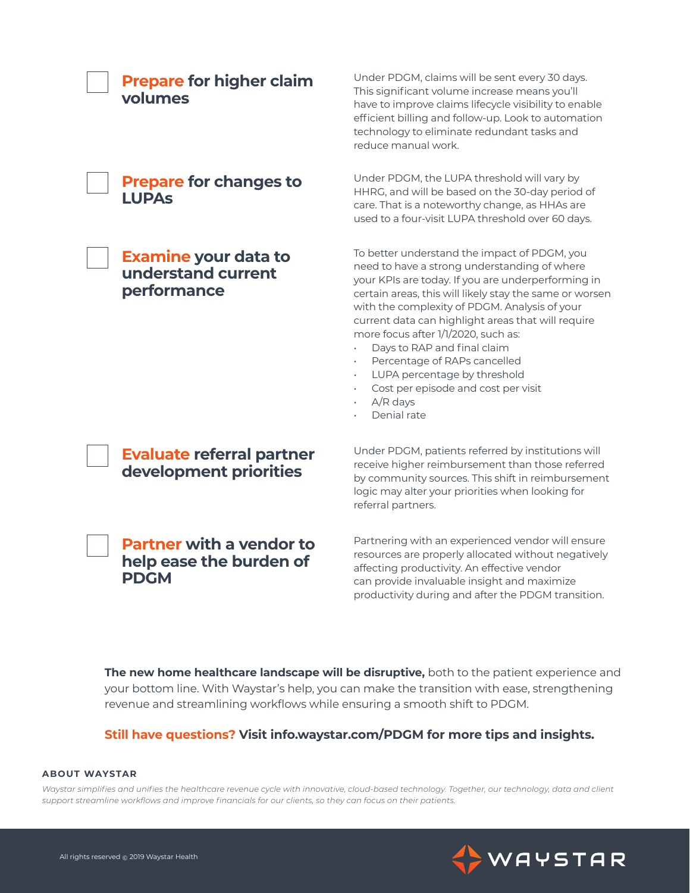☐ **Prepare for higher claim volumes**

Under PDGM, claims will be sent every 30 days. This significant volume increase means you'll have to improve claims lifecycle visibility to enable efficient billing and follow-up. Look to automation technology to eliminate redundant tasks and reduce manual work.

☐ **Prepare for changes to LUPAs**

Under PDGM, the LUPA threshold will vary by HHRG, and will be based on the 30-day period of care. That is a noteworthy change, as HHAs are used to a four-visit LUPA threshold over 60 days.

☐ **Examine your data to understand current performance**

To better understand the impact of PDGM, you need to have a strong understanding of where your KPIs are today. If you are underperforming in certain areas, this will likely stay the same or worsen with the complexity of PDGM. Analysis of your current data can highlight areas that will require more focus after 1/1/2020, such as:

- Days to RAP and final claim
- Percentage of RAPs cancelled
- LUPA percentage by threshold
- Cost per episode and cost per visit
- A/R days
- Denial rate

☐ **Evaluate referral partner development priorities**

Under PDGM, patients referred by institutions will receive higher reimbursement than those referred by community sources. This shift in reimbursement logic may alter your priorities when looking for referral partners.

☐ **Partner with a vendor to help ease the burden of PDGM**

Partnering with an experienced vendor will ensure resources are properly allocated without negatively affecting productivity. An effective vendor can provide invaluable insight and maximize productivity during and after the PDGM transition.

**The new home healthcare landscape will be disruptive,** both to the patient experience and your bottom line. With Waystar's help, you can make the transition with ease, strengthening revenue and streamlining workflows while ensuring a smooth shift to PDGM.

**Still have questions? Visit info.waystar.com/PDGM for more tips and insights.**

**ABOUT WAYSTAR**

*Waystar simplifies and unifies the healthcare revenue cycle with innovative, cloud-based technology. Together, our technology, data and client support streamline workflows and improve financials for our clients, so they can focus on their patients.*

All rights reserved © 2019 Waystar Health

WAYSTAR